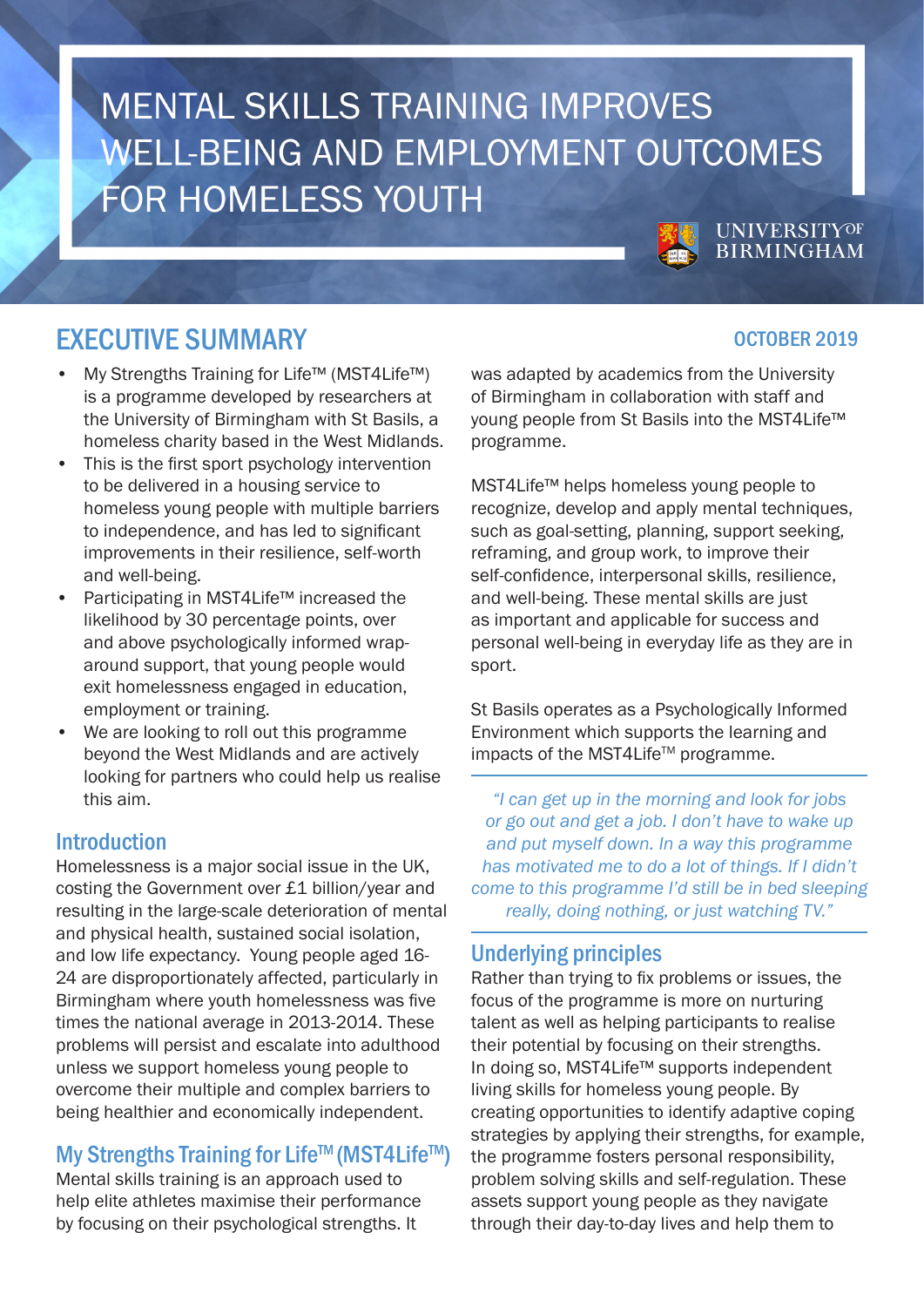# MENTAL SKILLS TRAINING IMPROVES WELL-BEING AND EMPLOYMENT OUTCOMES FOR HOMELESS YOUTH

UNIVERSITY OF BIRMINGHAM

## EXECUTIVE SUMMARY

OCTOBER 2019

- My Strengths Training for Life™ (MST4Life™) is a programme developed by researchers at the University of Birmingham with St Basils, a homeless charity based in the West Midlands.
- This is the first sport psychology intervention to be delivered in a housing service to homeless young people with multiple barriers to independence, and has led to significant improvements in their resilience, self-worth and well-being.
- Participating in MST4Life™ increased the likelihood by 30 percentage points, over and above psychologically informed wrap-around support, that young people would exit homelessness engaged in education, employment or training.
- We are looking to roll out this programme beyond the West Midlands and are actively looking for partners who could help us realise this aim.

### Introduction

Homelessness is a major social issue in the UK, costing the Government over £1 billion/year and resulting in the large-scale deterioration of mental and physical health, sustained social isolation, and low life expectancy. Young people aged 16-24 are disproportionately affected, particularly in Birmingham where youth homelessness was five times the national average in 2013-2014. These problems will persist and escalate into adulthood unless we support homeless young people to overcome their multiple and complex barriers to being healthier and economically independent.

### My Strengths Training for Life™ (MST4Life™)

Mental skills training is an approach used to help elite athletes maximise their performance by focusing on their psychological strengths. It was adapted by academics from the University of Birmingham in collaboration with staff and young people from St Basils into the MST4Life™ programme.

MST4Life™ helps homeless young people to recognize, develop and apply mental techniques, such as goal-setting, planning, support seeking, reframing, and group work, to improve their self-confidence, interpersonal skills, resilience, and well-being. These mental skills are just as important and applicable for success and personal well-being in everyday life as they are in sport.

St Basils operates as a Psychologically Informed Environment which supports the learning and impacts of the MST4Life™ programme.

> *"I can get up in the morning and look for jobs or go out and get a job. I don't have to wake up and put myself down. In a way this programme has motivated me to do a lot of things. If I didn't come to this programme I'd still be in bed sleeping really, doing nothing, or just watching TV."*

### Underlying principles

Rather than trying to fix problems or issues, the focus of the programme is more on nurturing talent as well as helping participants to realise their potential by focusing on their strengths. In doing so, MST4Life™ supports independent living skills for homeless young people. By creating opportunities to identify adaptive coping strategies by applying their strengths, for example, the programme fosters personal responsibility, problem solving skills and self-regulation. These assets support young people as they navigate through their day-to-day lives and help them to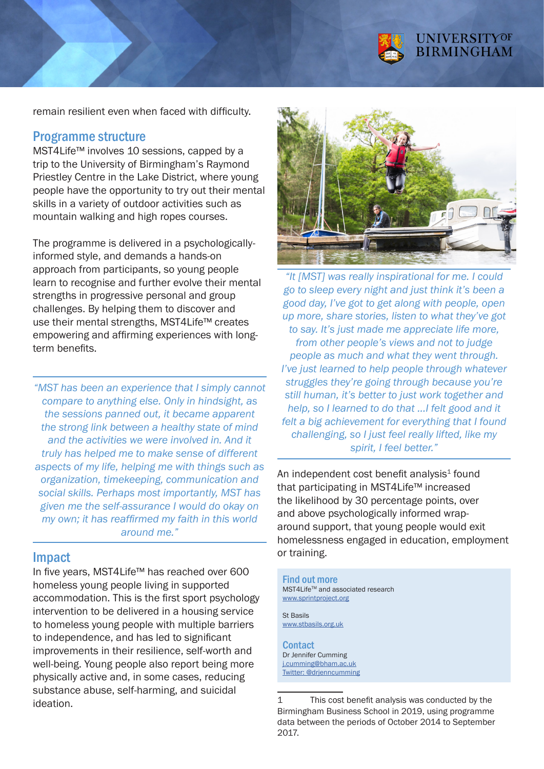remain resilient even when faced with difficulty.

## Programme structure

MST4Life™ involves 10 sessions, capped by a trip to the University of Birmingham's Raymond Priestley Centre in the Lake District, where young people have the opportunity to try out their mental skills in a variety of outdoor activities such as mountain walking and high ropes courses.

The programme is delivered in a psychologically-informed style, and demands a hands-on approach from participants, so young people learn to recognise and further evolve their mental strengths in progressive personal and group challenges. By helping them to discover and use their mental strengths, MST4Life™ creates empowering and affirming experiences with long-term benefits.

*"MST has been an experience that I simply cannot compare to anything else. Only in hindsight, as the sessions panned out, it became apparent the strong link between a healthy state of mind and the activities we were involved in. And it truly has helped me to make sense of different aspects of my life, helping me with things such as organization, timekeeping, communication and social skills. Perhaps most importantly, MST has given me the self-assurance I would do okay on my own; it has reaffirmed my faith in this world around me."*

## Impact

In five years, MST4Life™ has reached over 600 homeless young people living in supported accommodation. This is the first sport psychology intervention to be delivered in a housing service to homeless young people with multiple barriers to independence, and has led to significant improvements in their resilience, self-worth and well-being. Young people also report being more physically active and, in some cases, reducing substance abuse, self-harming, and suicidal ideation.

*"It [MST] was really inspirational for me. I could go to sleep every night and just think it's been a good day, I've got to get along with people, open up more, share stories, listen to what they've got to say. It's just made me appreciate life more, from other people's views and not to judge people as much and what they went through. I've just learned to help people through whatever struggles they're going through because you're still human, it's better to just work together and help, so I learned to do that ...I felt good and it felt a big achievement for everything that I found challenging, so I just feel really lifted, like my spirit, I feel better."*

An independent cost benefit analysis[1] found that participating in MST4Life™ increased the likelihood by 30 percentage points, over and above psychologically informed wrap-around support, that young people would exit homelessness engaged in education, employment or training.

### Find out more

MST4Life™ and associated research
www.sprintproject.org

St Basils
www.stbasils.org.uk

### Contact

Dr Jennifer Cumming
j.cumming@bham.ac.uk
Twitter: @drjenncumming

1 This cost benefit analysis was conducted by the Birmingham Business School in 2019, using programme data between the periods of October 2014 to September 2017.